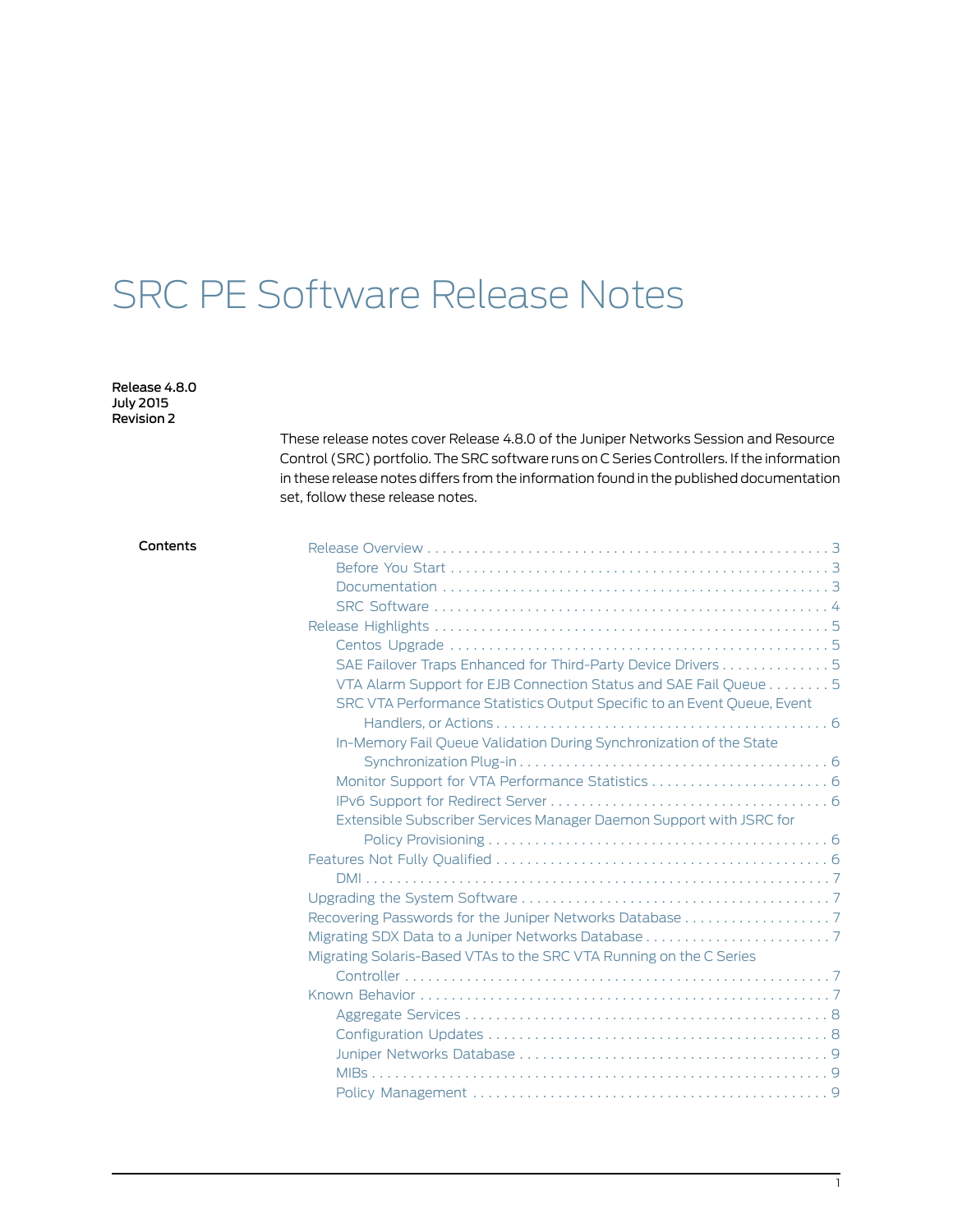# SRC PE Software Release Notes

**Release 4.8.0**
**July 2015**
**Revision 2**

These release notes cover Release 4.8.0 of the Juniper Networks Session and Resource Control (SRC) portfolio. The SRC software runs on C Series Controllers. If the information in these release notes differs from the information found in the published documentation set, follow these release notes.

**Contents**

- Release Overview . . . 3
  - Before You Start . . . 3
  - Documentation . . . 3
  - SRC Software . . . 4
- Release Highlights . . . 5
  - Centos Upgrade . . . 5
  - SAE Failover Traps Enhanced for Third-Party Device Drivers . . . 5
  - VTA Alarm Support for EJB Connection Status and SAE Fail Queue . . . 5
  - SRC VTA Performance Statistics Output Specific to an Event Queue, Event Handlers, or Actions . . . 6
  - In-Memory Fail Queue Validation During Synchronization of the State Synchronization Plug-in . . . 6
  - Monitor Support for VTA Performance Statistics . . . 6
  - IPv6 Support for Redirect Server . . . 6
  - Extensible Subscriber Services Manager Daemon Support with JSRC for Policy Provisioning . . . 6
- Features Not Fully Qualified . . . 6
  - DMI . . . 7
- Upgrading the System Software . . . 7
- Recovering Passwords for the Juniper Networks Database . . . 7
- Migrating SDX Data to a Juniper Networks Database . . . 7
- Migrating Solaris-Based VTAs to the SRC VTA Running on the C Series Controller . . . 7
- Known Behavior . . . 7
  - Aggregate Services . . . 8
  - Configuration Updates . . . 8
  - Juniper Networks Database . . . 9
  - MIBs . . . 9
  - Policy Management . . . 9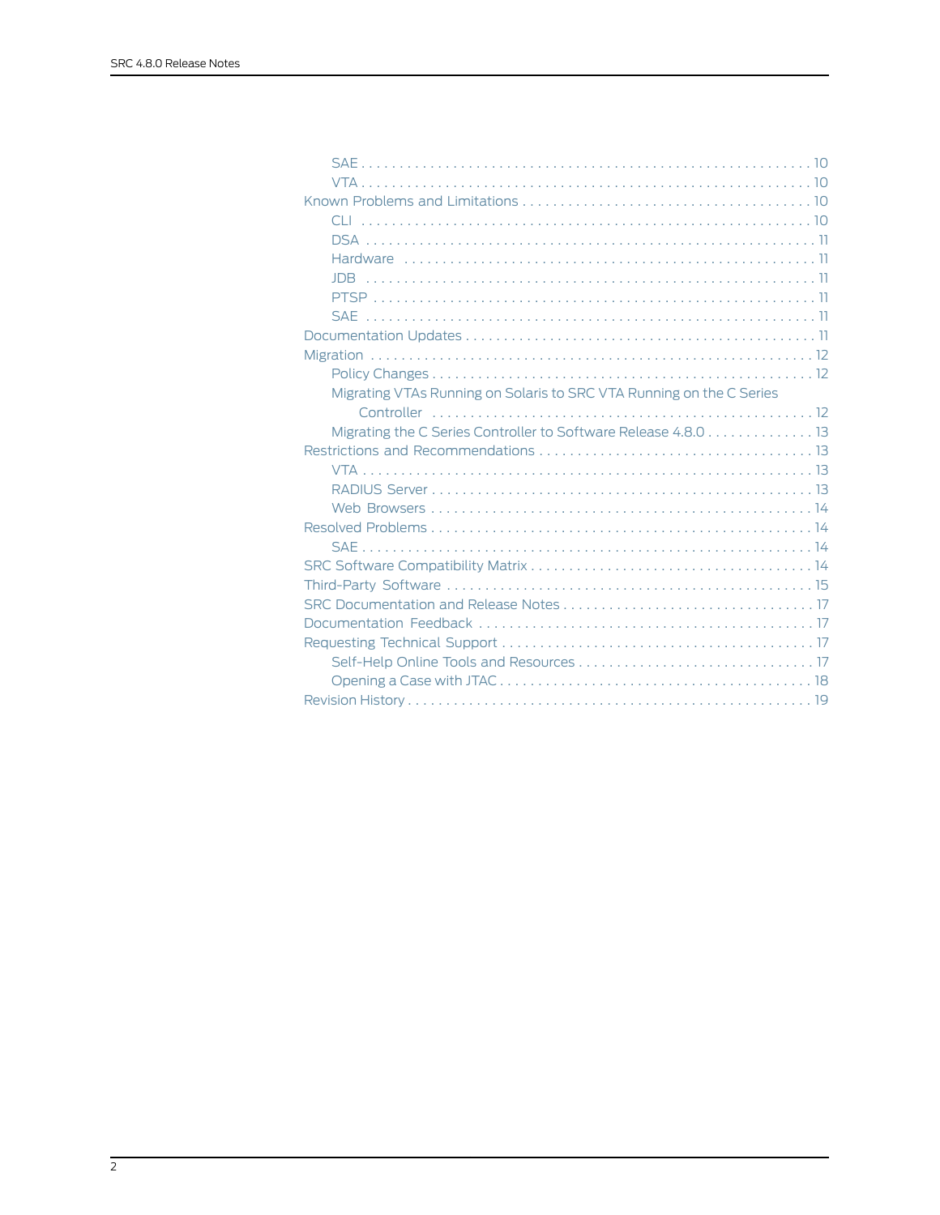- SAE . . . 10
- VTA . . . 10

Known Problems and Limitations . . . 10

- CLI . . . 10
- DSA . . . 11
- Hardware . . . 11
- JDB . . . 11
- PTSP . . . 11
- SAE . . . 11

Documentation Updates . . . 11

Migration . . . 12

- Policy Changes . . . 12
- Migrating VTAs Running on Solaris to SRC VTA Running on the C Series Controller . . . 12
- Migrating the C Series Controller to Software Release 4.8.0 . . . 13

Restrictions and Recommendations . . . 13

- VTA . . . 13
- RADIUS Server . . . 13
- Web Browsers . . . 14

Resolved Problems . . . 14

- SAE . . . 14

SRC Software Compatibility Matrix . . . 14

Third-Party Software . . . 15

SRC Documentation and Release Notes . . . 17

Documentation Feedback . . . 17

Requesting Technical Support . . . 17

- Self-Help Online Tools and Resources . . . 17
- Opening a Case with JTAC . . . 18

Revision History . . . 19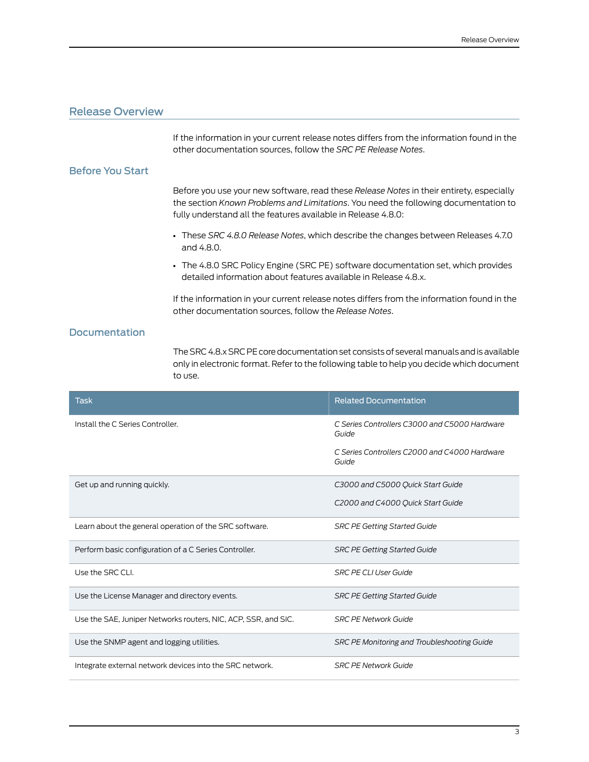## Release Overview

If the information in your current release notes differs from the information found in the other documentation sources, follow the *SRC PE Release Notes*.

### Before You Start

Before you use your new software, read these *Release Notes* in their entirety, especially the section *Known Problems and Limitations*. You need the following documentation to fully understand all the features available in Release 4.8.0:

- These *SRC 4.8.0 Release Notes*, which describe the changes between Releases 4.7.0 and 4.8.0.
- The 4.8.0 SRC Policy Engine (SRC PE) software documentation set, which provides detailed information about features available in Release 4.8.x.

If the information in your current release notes differs from the information found in the other documentation sources, follow the *Release Notes*.

### Documentation

The SRC 4.8.x SRC PE core documentation set consists of several manuals and is available only in electronic format. Refer to the following table to help you decide which document to use.

| Task | Related Documentation |
| --- | --- |
| Install the C Series Controller. | *C Series Controllers C3000 and C5000 Hardware Guide*<br><br>*C Series Controllers C2000 and C4000 Hardware Guide* |
| Get up and running quickly. | *C3000 and C5000 Quick Start Guide*<br><br>*C2000 and C4000 Quick Start Guide* |
| Learn about the general operation of the SRC software. | *SRC PE Getting Started Guide* |
| Perform basic configuration of a C Series Controller. | *SRC PE Getting Started Guide* |
| Use the SRC CLI. | *SRC PE CLI User Guide* |
| Use the License Manager and directory events. | *SRC PE Getting Started Guide* |
| Use the SAE, Juniper Networks routers, NIC, ACP, SSR, and SIC. | *SRC PE Network Guide* |
| Use the SNMP agent and logging utilities. | *SRC PE Monitoring and Troubleshooting Guide* |
| Integrate external network devices into the SRC network. | *SRC PE Network Guide* |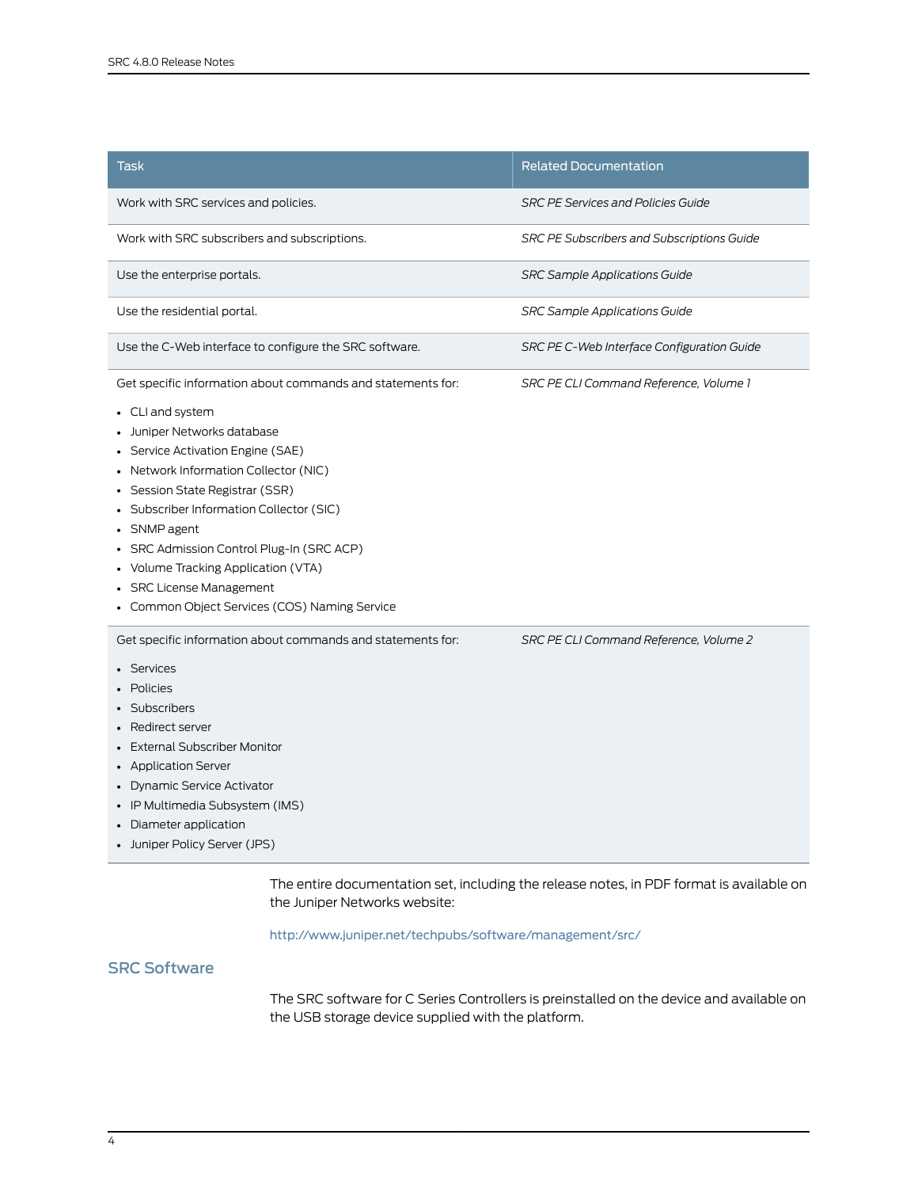| Task | Related Documentation |
| --- | --- |
| Work with SRC services and policies. | *SRC PE Services and Policies Guide* |
| Work with SRC subscribers and subscriptions. | *SRC PE Subscribers and Subscriptions Guide* |
| Use the enterprise portals. | *SRC Sample Applications Guide* |
| Use the residential portal. | *SRC Sample Applications Guide* |
| Use the C-Web interface to configure the SRC software. | *SRC PE C-Web Interface Configuration Guide* |
| Get specific information about commands and statements for:<br>• CLI and system<br>• Juniper Networks database<br>• Service Activation Engine (SAE)<br>• Network Information Collector (NIC)<br>• Session State Registrar (SSR)<br>• Subscriber Information Collector (SIC)<br>• SNMP agent<br>• SRC Admission Control Plug-In (SRC ACP)<br>• Volume Tracking Application (VTA)<br>• SRC License Management<br>• Common Object Services (COS) Naming Service | *SRC PE CLI Command Reference, Volume 1* |
| Get specific information about commands and statements for:<br>• Services<br>• Policies<br>• Subscribers<br>• Redirect server<br>• External Subscriber Monitor<br>• Application Server<br>• Dynamic Service Activator<br>• IP Multimedia Subsystem (IMS)<br>• Diameter application<br>• Juniper Policy Server (JPS) | *SRC PE CLI Command Reference, Volume 2* |

The entire documentation set, including the release notes, in PDF format is available on the Juniper Networks website:

http://www.juniper.net/techpubs/software/management/src/

## SRC Software

The SRC software for C Series Controllers is preinstalled on the device and available on the USB storage device supplied with the platform.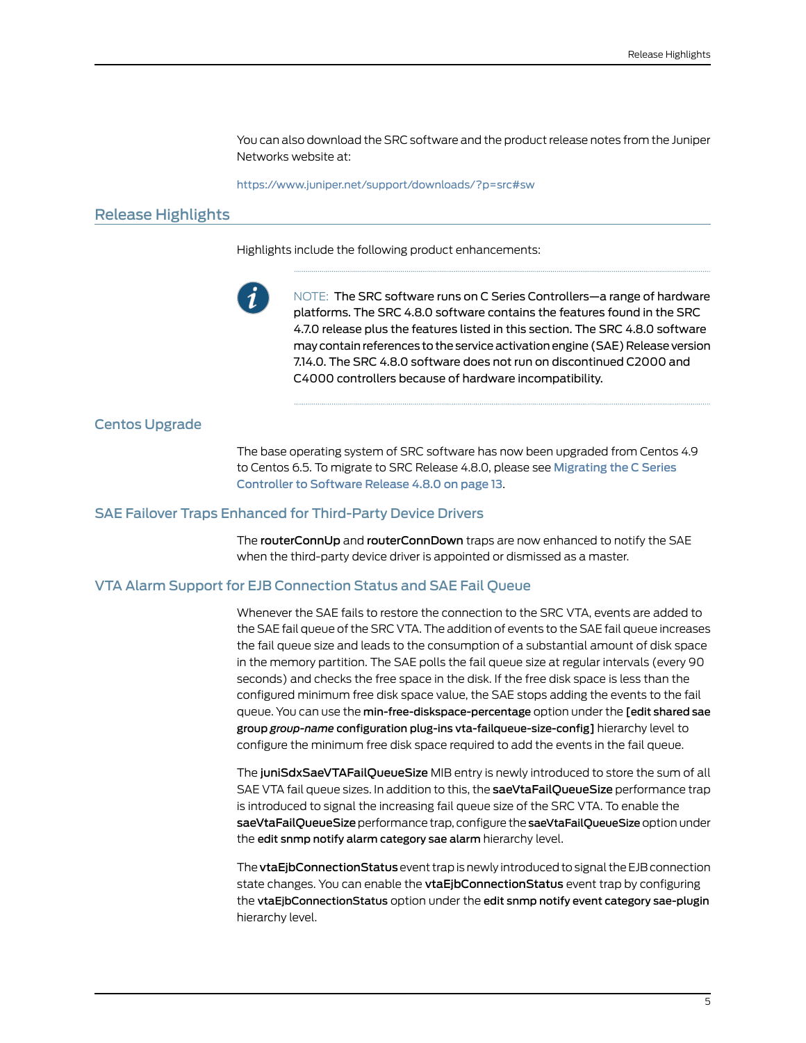You can also download the SRC software and the product release notes from the Juniper Networks website at:

https://www.juniper.net/support/downloads/?p=src#sw

## Release Highlights

Highlights include the following product enhancements:

NOTE: The SRC software runs on C Series Controllers—a range of hardware platforms. The SRC 4.8.0 software contains the features found in the SRC 4.7.0 release plus the features listed in this section. The SRC 4.8.0 software may contain references to the service activation engine (SAE) Release version 7.14.0. The SRC 4.8.0 software does not run on discontinued C2000 and C4000 controllers because of hardware incompatibility.

### Centos Upgrade

The base operating system of SRC software has now been upgraded from Centos 4.9 to Centos 6.5. To migrate to SRC Release 4.8.0, please see Migrating the C Series Controller to Software Release 4.8.0 on page 13.

### SAE Failover Traps Enhanced for Third-Party Device Drivers

The **routerConnUp** and **routerConnDown** traps are now enhanced to notify the SAE when the third-party device driver is appointed or dismissed as a master.

### VTA Alarm Support for EJB Connection Status and SAE Fail Queue

Whenever the SAE fails to restore the connection to the SRC VTA, events are added to the SAE fail queue of the SRC VTA. The addition of events to the SAE fail queue increases the fail queue size and leads to the consumption of a substantial amount of disk space in the memory partition. The SAE polls the fail queue size at regular intervals (every 90 seconds) and checks the free space in the disk. If the free disk space is less than the configured minimum free disk space value, the SAE stops adding the events to the fail queue. You can use the **min-free-diskspace-percentage** option under the **[edit shared sae group *group-name* configuration plug-ins vta-failqueue-size-config]** hierarchy level to configure the minimum free disk space required to add the events in the fail queue.

The **juniSdxSaeVTAFailQueueSize** MIB entry is newly introduced to store the sum of all SAE VTA fail queue sizes. In addition to this, the **saeVtaFailQueueSize** performance trap is introduced to signal the increasing fail queue size of the SRC VTA. To enable the **saeVtaFailQueueSize** performance trap, configure the **saeVtaFailQueueSize** option under the **edit snmp notify alarm category sae alarm** hierarchy level.

The **vtaEjbConnectionStatus** event trap is newly introduced to signal the EJB connection state changes. You can enable the **vtaEjbConnectionStatus** event trap by configuring the **vtaEjbConnectionStatus** option under the **edit snmp notify event category sae-plugin** hierarchy level.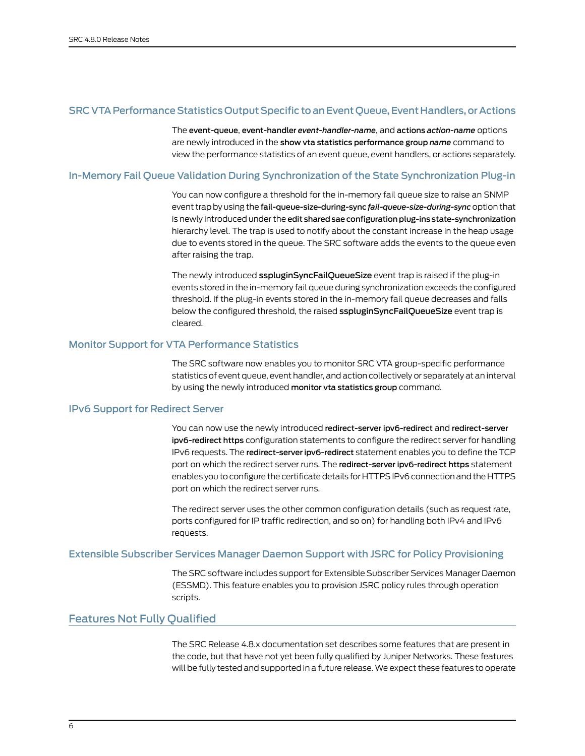### SRC VTA Performance Statistics Output Specific to an Event Queue, Event Handlers, or Actions

The **event-queue**, **event-handler** ***event-handler-name***, and **actions** ***action-name*** options are newly introduced in the **show vta statistics performance group** ***name*** command to view the performance statistics of an event queue, event handlers, or actions separately.

### In-Memory Fail Queue Validation During Synchronization of the State Synchronization Plug-in

You can now configure a threshold for the in-memory fail queue size to raise an SNMP event trap by using the **fail-queue-size-during-sync** ***fail-queue-size-during-sync*** option that is newly introduced under the **edit shared sae configuration plug-ins state-synchronization** hierarchy level. The trap is used to notify about the constant increase in the heap usage due to events stored in the queue. The SRC software adds the events to the queue even after raising the trap.

The newly introduced **sspluginSyncFailQueueSize** event trap is raised if the plug-in events stored in the in-memory fail queue during synchronization exceeds the configured threshold. If the plug-in events stored in the in-memory fail queue decreases and falls below the configured threshold, the raised **sspluginSyncFailQueueSize** event trap is cleared.

### Monitor Support for VTA Performance Statistics

The SRC software now enables you to monitor SRC VTA group-specific performance statistics of event queue, event handler, and action collectively or separately at an interval by using the newly introduced **monitor vta statistics group** command.

### IPv6 Support for Redirect Server

You can now use the newly introduced **redirect-server ipv6-redirect** and **redirect-server ipv6-redirect https** configuration statements to configure the redirect server for handling IPv6 requests. The **redirect-server ipv6-redirect** statement enables you to define the TCP port on which the redirect server runs. The **redirect-server ipv6-redirect https** statement enables you to configure the certificate details for HTTPS IPv6 connection and the HTTPS port on which the redirect server runs.

The redirect server uses the other common configuration details (such as request rate, ports configured for IP traffic redirection, and so on) for handling both IPv4 and IPv6 requests.

### Extensible Subscriber Services Manager Daemon Support with JSRC for Policy Provisioning

The SRC software includes support for Extensible Subscriber Services Manager Daemon (ESSMD). This feature enables you to provision JSRC policy rules through operation scripts.

## Features Not Fully Qualified

The SRC Release 4.8.x documentation set describes some features that are present in the code, but that have not yet been fully qualified by Juniper Networks. These features will be fully tested and supported in a future release. We expect these features to operate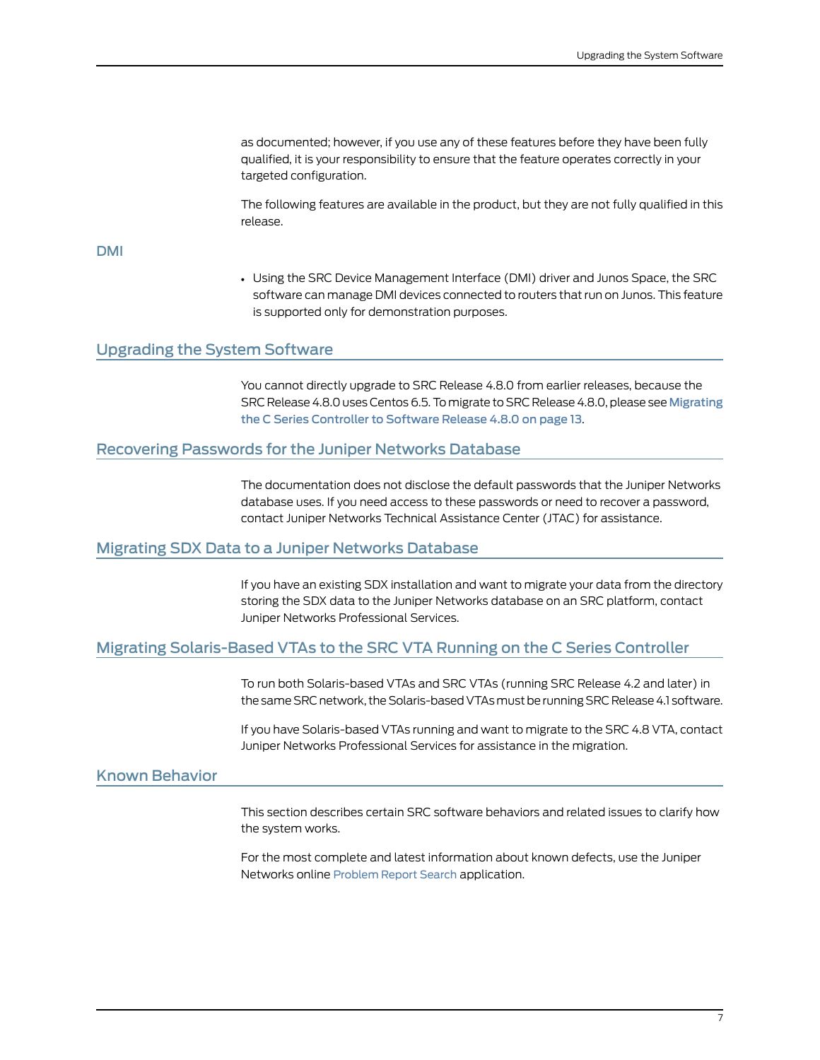as documented; however, if you use any of these features before they have been fully qualified, it is your responsibility to ensure that the feature operates correctly in your targeted configuration.

The following features are available in the product, but they are not fully qualified in this release.

### DMI

- Using the SRC Device Management Interface (DMI) driver and Junos Space, the SRC software can manage DMI devices connected to routers that run on Junos. This feature is supported only for demonstration purposes.

## Upgrading the System Software

You cannot directly upgrade to SRC Release 4.8.0 from earlier releases, because the SRC Release 4.8.0 uses Centos 6.5. To migrate to SRC Release 4.8.0, please see Migrating the C Series Controller to Software Release 4.8.0 on page 13.

## Recovering Passwords for the Juniper Networks Database

The documentation does not disclose the default passwords that the Juniper Networks database uses. If you need access to these passwords or need to recover a password, contact Juniper Networks Technical Assistance Center (JTAC) for assistance.

## Migrating SDX Data to a Juniper Networks Database

If you have an existing SDX installation and want to migrate your data from the directory storing the SDX data to the Juniper Networks database on an SRC platform, contact Juniper Networks Professional Services.

## Migrating Solaris-Based VTAs to the SRC VTA Running on the C Series Controller

To run both Solaris-based VTAs and SRC VTAs (running SRC Release 4.2 and later) in the same SRC network, the Solaris-based VTAs must be running SRC Release 4.1 software.

If you have Solaris-based VTAs running and want to migrate to the SRC 4.8 VTA, contact Juniper Networks Professional Services for assistance in the migration.

## Known Behavior

This section describes certain SRC software behaviors and related issues to clarify how the system works.

For the most complete and latest information about known defects, use the Juniper Networks online Problem Report Search application.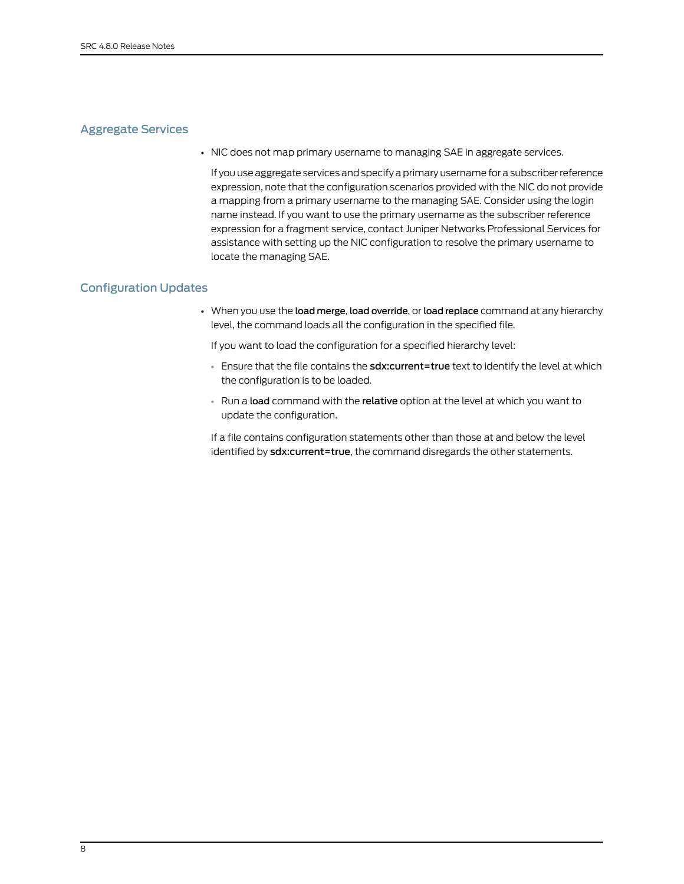## Aggregate Services

- NIC does not map primary username to managing SAE in aggregate services.

  If you use aggregate services and specify a primary username for a subscriber reference expression, note that the configuration scenarios provided with the NIC do not provide a mapping from a primary username to the managing SAE. Consider using the login name instead. If you want to use the primary username as the subscriber reference expression for a fragment service, contact Juniper Networks Professional Services for assistance with setting up the NIC configuration to resolve the primary username to locate the managing SAE.

## Configuration Updates

- When you use the **load merge**, **load override**, or **load replace** command at any hierarchy level, the command loads all the configuration in the specified file.

  If you want to load the configuration for a specified hierarchy level:

  - Ensure that the file contains the **sdx:current=true** text to identify the level at which the configuration is to be loaded.
  - Run a **load** command with the **relative** option at the level at which you want to update the configuration.

  If a file contains configuration statements other than those at and below the level identified by **sdx:current=true**, the command disregards the other statements.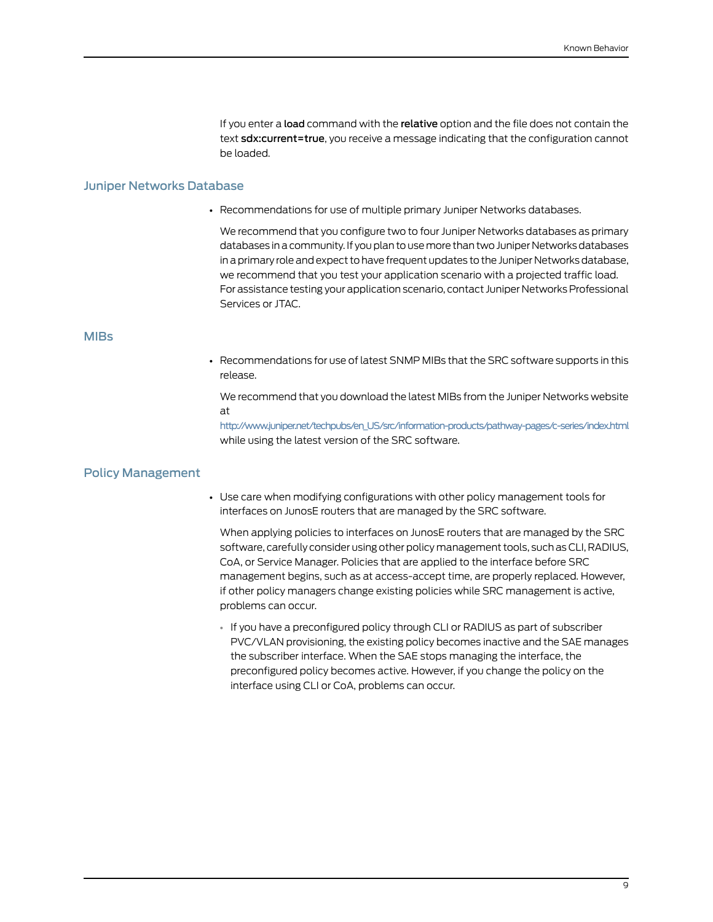If you enter a **load** command with the **relative** option and the file does not contain the text **sdx:current=true**, you receive a message indicating that the configuration cannot be loaded.

## Juniper Networks Database

- Recommendations for use of multiple primary Juniper Networks databases.

  We recommend that you configure two to four Juniper Networks databases as primary databases in a community. If you plan to use more than two Juniper Networks databases in a primary role and expect to have frequent updates to the Juniper Networks database, we recommend that you test your application scenario with a projected traffic load. For assistance testing your application scenario, contact Juniper Networks Professional Services or JTAC.

## MIBs

- Recommendations for use of latest SNMP MIBs that the SRC software supports in this release.

  We recommend that you download the latest MIBs from the Juniper Networks website at
  http://www.juniper.net/techpubs/en_US/src/information-products/pathway-pages/c-series/index.html
  while using the latest version of the SRC software.

## Policy Management

- Use care when modifying configurations with other policy management tools for interfaces on JunosE routers that are managed by the SRC software.

  When applying policies to interfaces on JunosE routers that are managed by the SRC software, carefully consider using other policy management tools, such as CLI, RADIUS, CoA, or Service Manager. Policies that are applied to the interface before SRC management begins, such as at access-accept time, are properly replaced. However, if other policy managers change existing policies while SRC management is active, problems can occur.

  - If you have a preconfigured policy through CLI or RADIUS as part of subscriber PVC/VLAN provisioning, the existing policy becomes inactive and the SAE manages the subscriber interface. When the SAE stops managing the interface, the preconfigured policy becomes active. However, if you change the policy on the interface using CLI or CoA, problems can occur.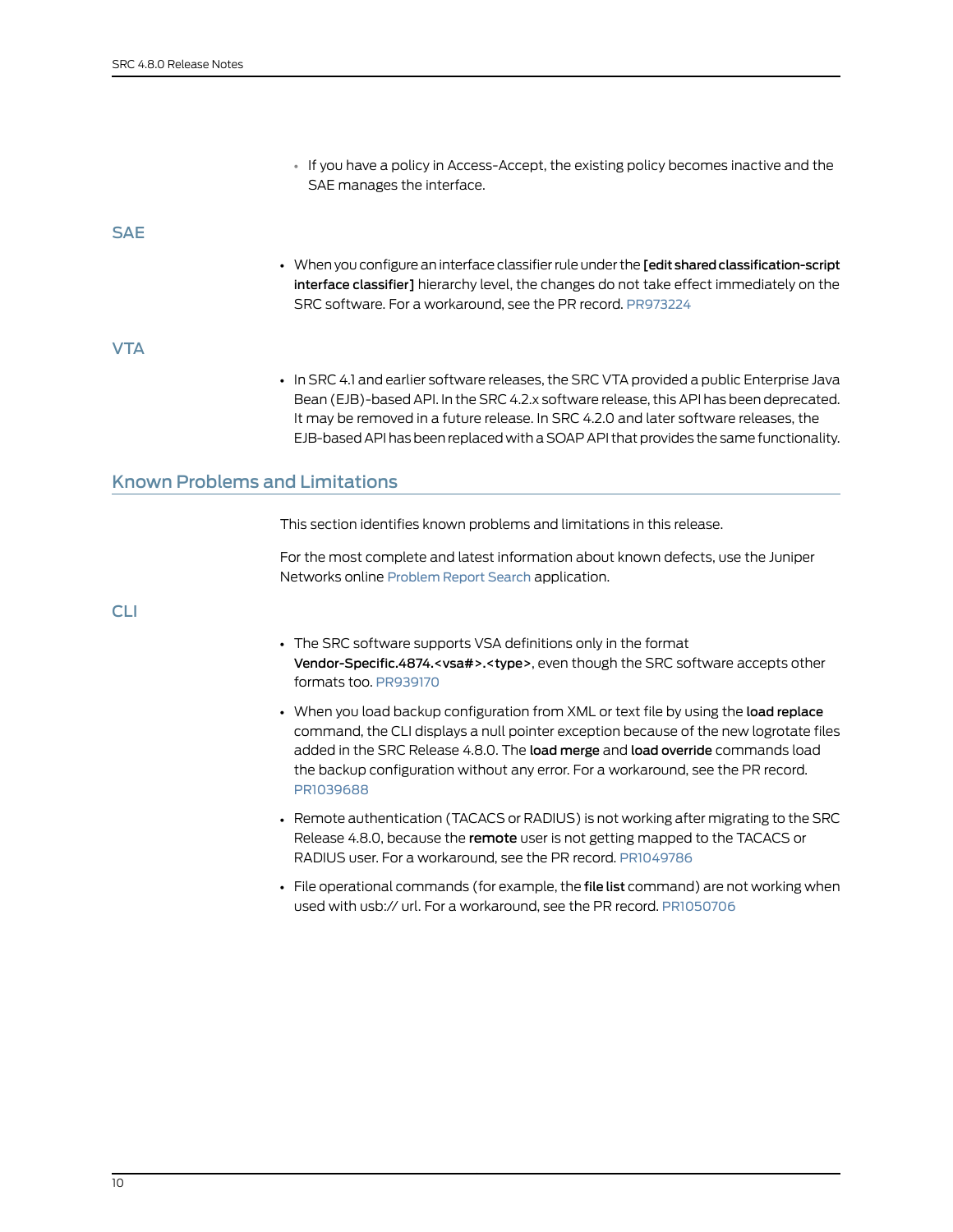- If you have a policy in Access-Accept, the existing policy becomes inactive and the SAE manages the interface.

### SAE

- When you configure an interface classifier rule under the **[edit shared classification-script interface classifier]** hierarchy level, the changes do not take effect immediately on the SRC software. For a workaround, see the PR record. PR973224

### VTA

- In SRC 4.1 and earlier software releases, the SRC VTA provided a public Enterprise Java Bean (EJB)-based API. In the SRC 4.2.x software release, this API has been deprecated. It may be removed in a future release. In SRC 4.2.0 and later software releases, the EJB-based API has been replaced with a SOAP API that provides the same functionality.

## Known Problems and Limitations

This section identifies known problems and limitations in this release.

For the most complete and latest information about known defects, use the Juniper Networks online Problem Report Search application.

### CLI

- The SRC software supports VSA definitions only in the format **Vendor-Specific.4874.<vsa#>.<type>**, even though the SRC software accepts other formats too. PR939170
- When you load backup configuration from XML or text file by using the **load replace** command, the CLI displays a null pointer exception because of the new logrotate files added in the SRC Release 4.8.0. The **load merge** and **load override** commands load the backup configuration without any error. For a workaround, see the PR record. PR1039688
- Remote authentication (TACACS or RADIUS) is not working after migrating to the SRC Release 4.8.0, because the **remote** user is not getting mapped to the TACACS or RADIUS user. For a workaround, see the PR record. PR1049786
- File operational commands (for example, the **file list** command) are not working when used with usb:// url. For a workaround, see the PR record. PR1050706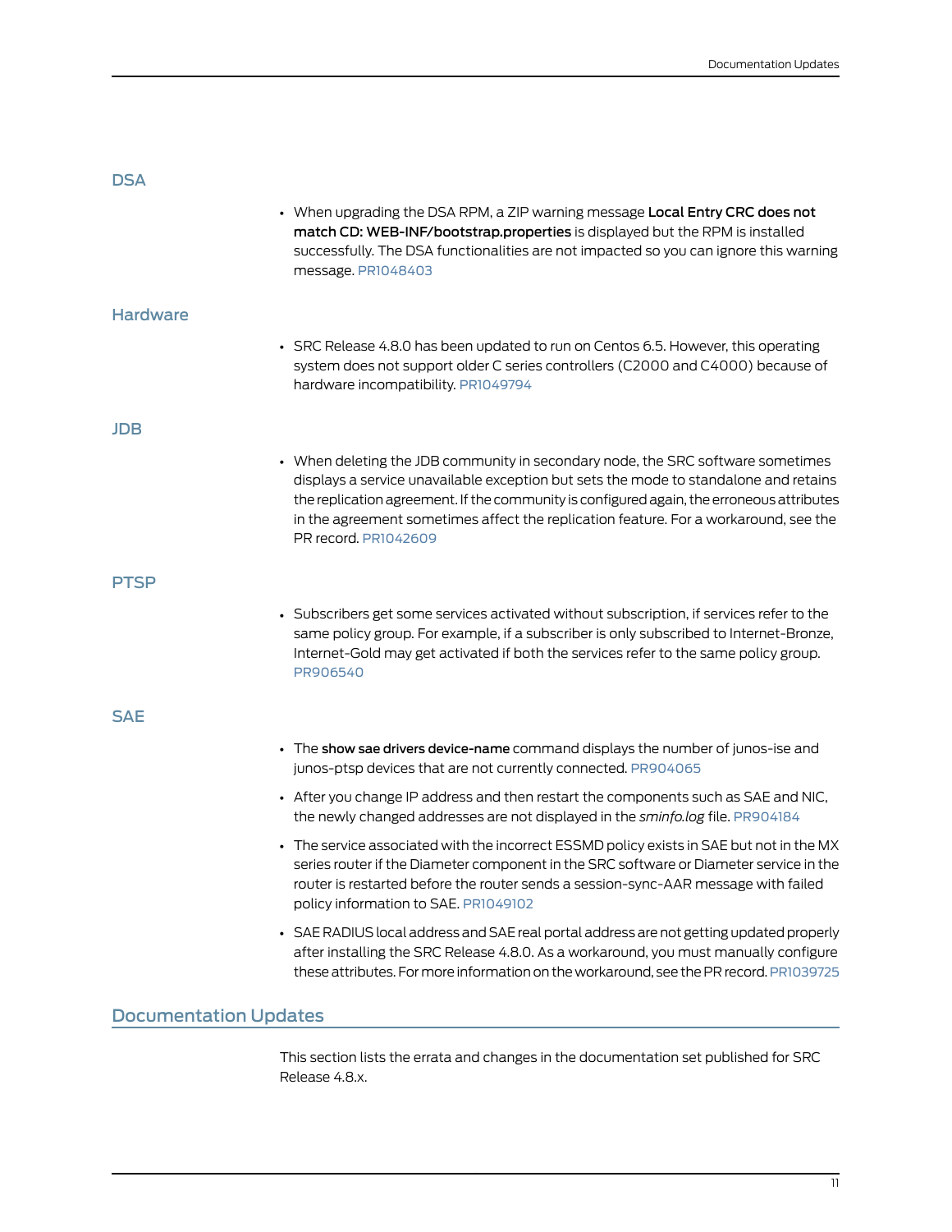### DSA

- When upgrading the DSA RPM, a ZIP warning message **Local Entry CRC does not match CD: WEB-INF/bootstrap.properties** is displayed but the RPM is installed successfully. The DSA functionalities are not impacted so you can ignore this warning message. PR1048403

### Hardware

- SRC Release 4.8.0 has been updated to run on Centos 6.5. However, this operating system does not support older C series controllers (C2000 and C4000) because of hardware incompatibility. PR1049794

### JDB

- When deleting the JDB community in secondary node, the SRC software sometimes displays a service unavailable exception but sets the mode to standalone and retains the replication agreement. If the community is configured again, the erroneous attributes in the agreement sometimes affect the replication feature. For a workaround, see the PR record. PR1042609

### PTSP

- Subscribers get some services activated without subscription, if services refer to the same policy group. For example, if a subscriber is only subscribed to Internet-Bronze, Internet-Gold may get activated if both the services refer to the same policy group. PR906540

### SAE

- The **show sae drivers device-name** command displays the number of junos-ise and junos-ptsp devices that are not currently connected. PR904065
- After you change IP address and then restart the components such as SAE and NIC, the newly changed addresses are not displayed in the *sminfo.log* file. PR904184
- The service associated with the incorrect ESSMD policy exists in SAE but not in the MX series router if the Diameter component in the SRC software or Diameter service in the router is restarted before the router sends a session-sync-AAR message with failed policy information to SAE. PR1049102
- SAE RADIUS local address and SAE real portal address are not getting updated properly after installing the SRC Release 4.8.0. As a workaround, you must manually configure these attributes. For more information on the workaround, see the PR record. PR1039725

## Documentation Updates

This section lists the errata and changes in the documentation set published for SRC Release 4.8.x.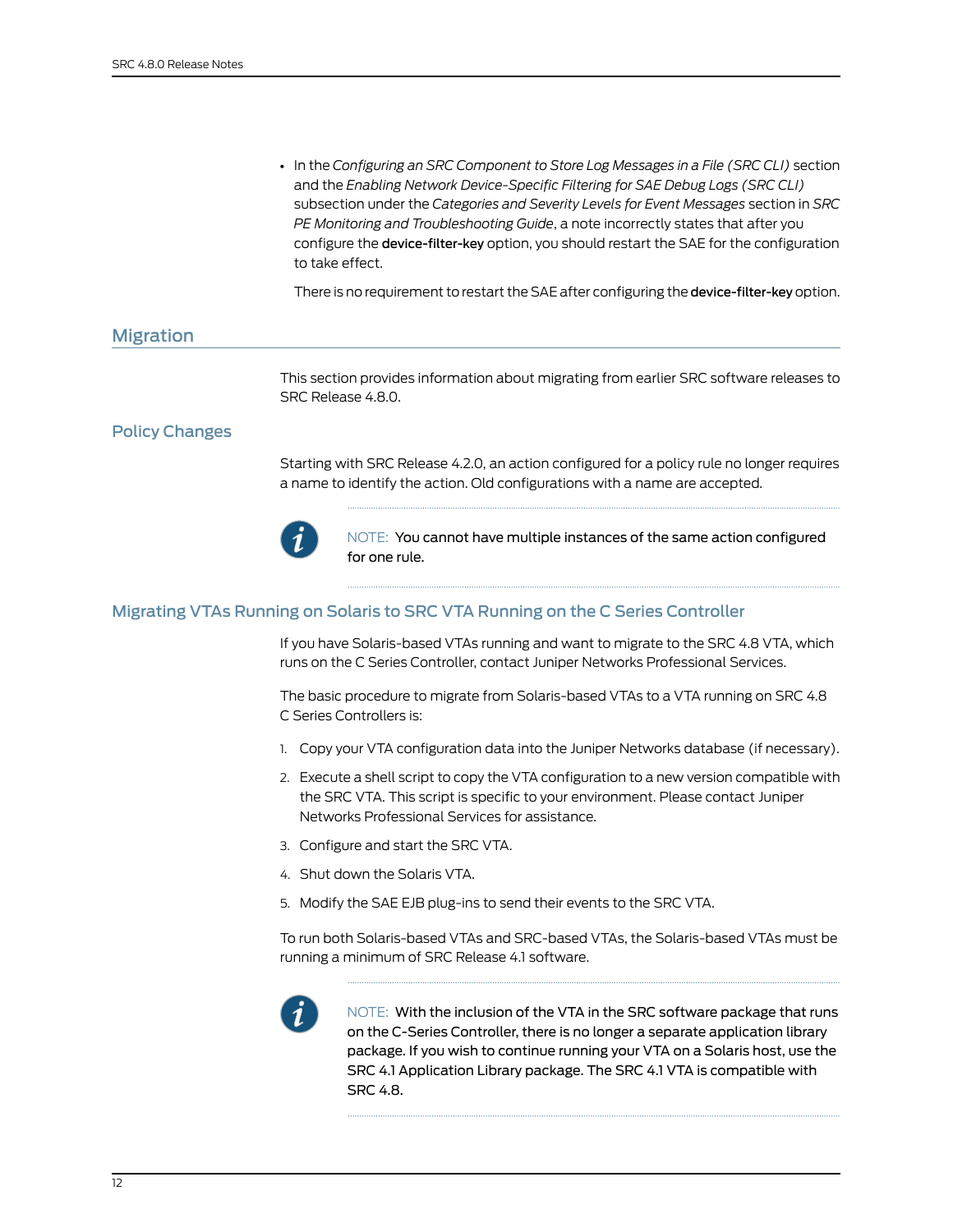- In the *Configuring an SRC Component to Store Log Messages in a File (SRC CLI)* section and the *Enabling Network Device-Specific Filtering for SAE Debug Logs (SRC CLI)* subsection under the *Categories and Severity Levels for Event Messages* section in *SRC PE Monitoring and Troubleshooting Guide*, a note incorrectly states that after you configure the **device-filter-key** option, you should restart the SAE for the configuration to take effect.

  There is no requirement to restart the SAE after configuring the **device-filter-key** option.

## Migration

This section provides information about migrating from earlier SRC software releases to SRC Release 4.8.0.

### Policy Changes

Starting with SRC Release 4.2.0, an action configured for a policy rule no longer requires a name to identify the action. Old configurations with a name are accepted.

> NOTE: You cannot have multiple instances of the same action configured for one rule.

### Migrating VTAs Running on Solaris to SRC VTA Running on the C Series Controller

If you have Solaris-based VTAs running and want to migrate to the SRC 4.8 VTA, which runs on the C Series Controller, contact Juniper Networks Professional Services.

The basic procedure to migrate from Solaris-based VTAs to a VTA running on SRC 4.8 C Series Controllers is:

1. Copy your VTA configuration data into the Juniper Networks database (if necessary).
2. Execute a shell script to copy the VTA configuration to a new version compatible with the SRC VTA. This script is specific to your environment. Please contact Juniper Networks Professional Services for assistance.
3. Configure and start the SRC VTA.
4. Shut down the Solaris VTA.
5. Modify the SAE EJB plug-ins to send their events to the SRC VTA.

To run both Solaris-based VTAs and SRC-based VTAs, the Solaris-based VTAs must be running a minimum of SRC Release 4.1 software.

> NOTE: With the inclusion of the VTA in the SRC software package that runs on the C-Series Controller, there is no longer a separate application library package. If you wish to continue running your VTA on a Solaris host, use the SRC 4.1 Application Library package. The SRC 4.1 VTA is compatible with SRC 4.8.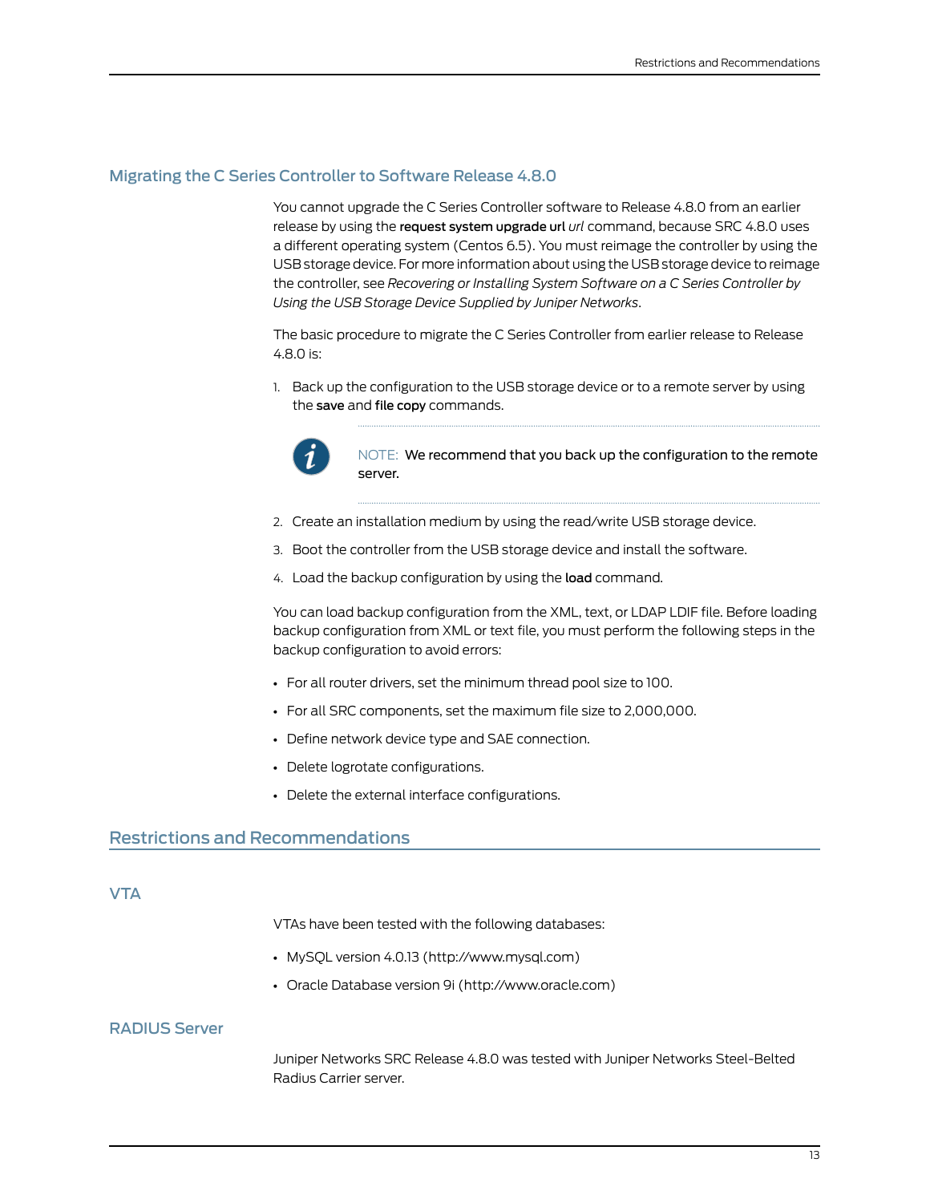## Migrating the C Series Controller to Software Release 4.8.0

You cannot upgrade the C Series Controller software to Release 4.8.0 from an earlier release by using the **request system upgrade url** *url* command, because SRC 4.8.0 uses a different operating system (Centos 6.5). You must reimage the controller by using the USB storage device. For more information about using the USB storage device to reimage the controller, see *Recovering or Installing System Software on a C Series Controller by Using the USB Storage Device Supplied by Juniper Networks*.

The basic procedure to migrate the C Series Controller from earlier release to Release 4.8.0 is:

1. Back up the configuration to the USB storage device or to a remote server by using the **save** and **file copy** commands.

   NOTE: We recommend that you back up the configuration to the remote server.

2. Create an installation medium by using the read/write USB storage device.
3. Boot the controller from the USB storage device and install the software.
4. Load the backup configuration by using the **load** command.

You can load backup configuration from the XML, text, or LDAP LDIF file. Before loading backup configuration from XML or text file, you must perform the following steps in the backup configuration to avoid errors:

- For all router drivers, set the minimum thread pool size to 100.
- For all SRC components, set the maximum file size to 2,000,000.
- Define network device type and SAE connection.
- Delete logrotate configurations.
- Delete the external interface configurations.

# Restrictions and Recommendations

## VTA

VTAs have been tested with the following databases:

- MySQL version 4.0.13 (http://www.mysql.com)
- Oracle Database version 9i (http://www.oracle.com)

## RADIUS Server

Juniper Networks SRC Release 4.8.0 was tested with Juniper Networks Steel-Belted Radius Carrier server.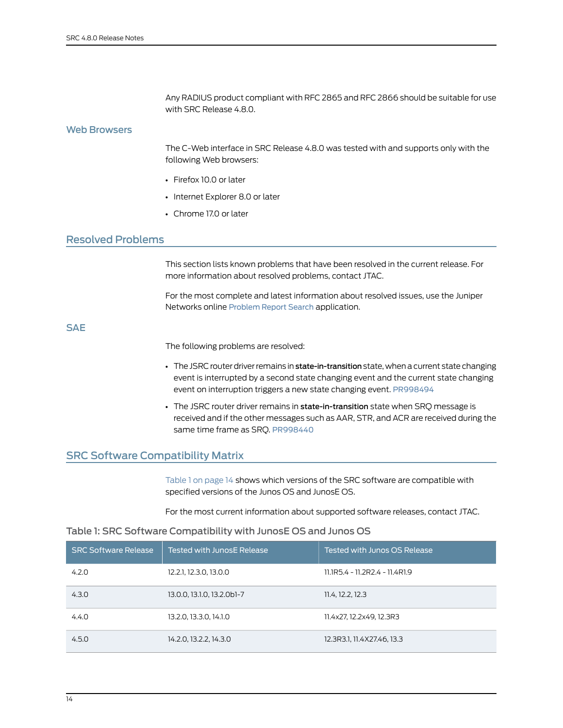Any RADIUS product compliant with RFC 2865 and RFC 2866 should be suitable for use with SRC Release 4.8.0.

### Web Browsers

The C-Web interface in SRC Release 4.8.0 was tested with and supports only with the following Web browsers:

- Firefox 10.0 or later
- Internet Explorer 8.0 or later
- Chrome 17.0 or later

## Resolved Problems

This section lists known problems that have been resolved in the current release. For more information about resolved problems, contact JTAC.

For the most complete and latest information about resolved issues, use the Juniper Networks online Problem Report Search application.

### SAE

The following problems are resolved:

- The JSRC router driver remains in **state-in-transition** state, when a current state changing event is interrupted by a second state changing event and the current state changing event on interruption triggers a new state changing event. PR998494
- The JSRC router driver remains in **state-in-transition** state when SRQ message is received and if the other messages such as AAR, STR, and ACR are received during the same time frame as SRQ. PR998440

## SRC Software Compatibility Matrix

Table 1 on page 14 shows which versions of the SRC software are compatible with specified versions of the Junos OS and JunosE OS.

For the most current information about supported software releases, contact JTAC.

Table 1: SRC Software Compatibility with JunosE OS and Junos OS

| SRC Software Release | Tested with JunosE Release | Tested with Junos OS Release |
| --- | --- | --- |
| 4.2.0 | 12.2.1, 12.3.0, 13.0.0 | 11.1R5.4 - 11.2R2.4 - 11.4R1.9 |
| 4.3.0 | 13.0.0, 13.1.0, 13.2.0b1-7 | 11.4, 12.2, 12.3 |
| 4.4.0 | 13.2.0, 13.3.0, 14.1.0 | 11.4x27, 12.2x49, 12.3R3 |
| 4.5.0 | 14.2.0, 13.2.2, 14.3.0 | 12.3R3.1, 11.4X27.46, 13.3 |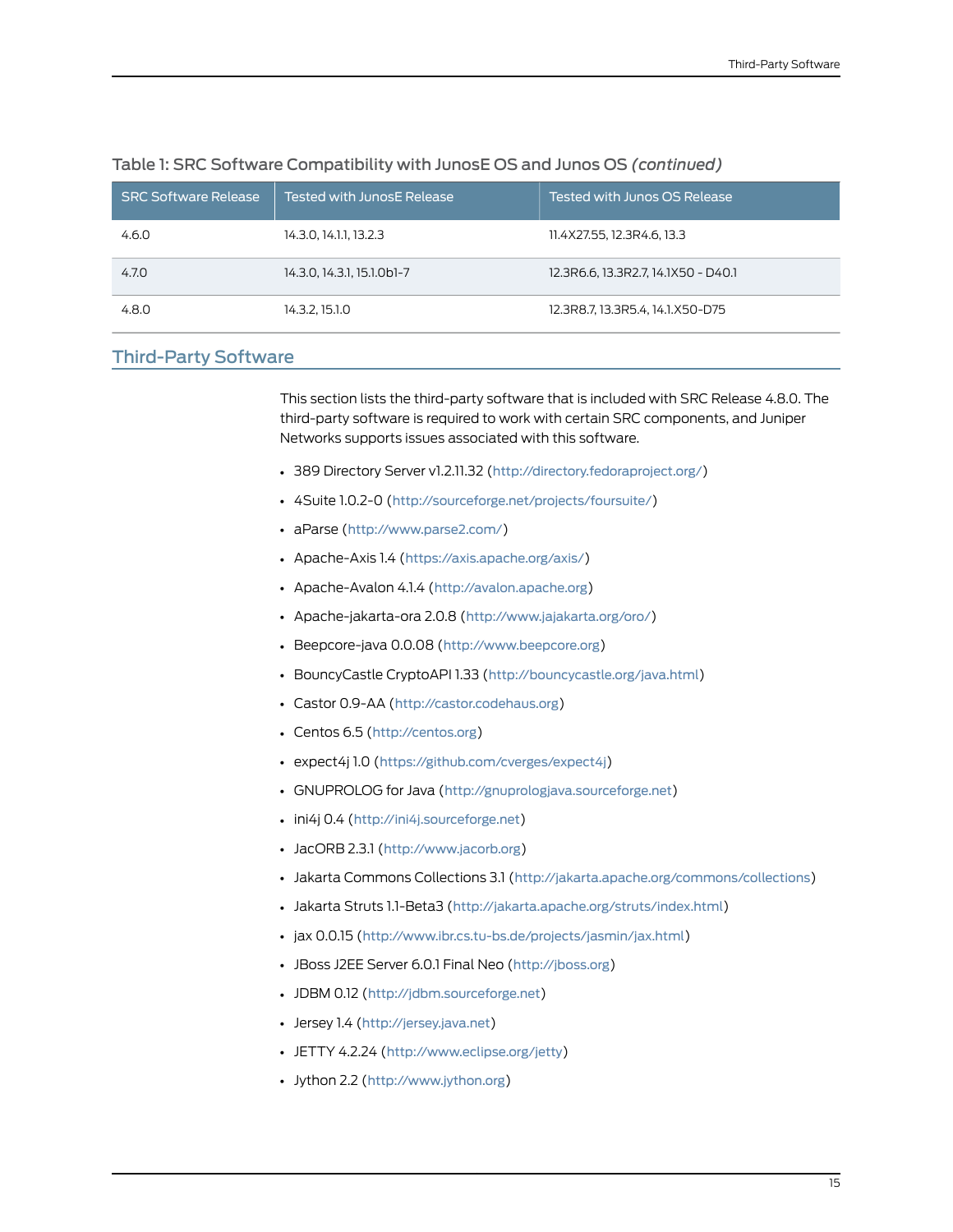Table 1: SRC Software Compatibility with JunosE OS and Junos OS *(continued)*

| SRC Software Release | Tested with JunosE Release | Tested with Junos OS Release |
|---|---|---|
| 4.6.0 | 14.3.0, 14.1.1, 13.2.3 | 11.4X27.55, 12.3R4.6, 13.3 |
| 4.7.0 | 14.3.0, 14.3.1, 15.1.0b1-7 | 12.3R6.6, 13.3R2.7, 14.1X50 - D40.1 |
| 4.8.0 | 14.3.2, 15.1.0 | 12.3R8.7, 13.3R5.4, 14.1.X50-D75 |

## Third-Party Software

This section lists the third-party software that is included with SRC Release 4.8.0. The third-party software is required to work with certain SRC components, and Juniper Networks supports issues associated with this software.

- 389 Directory Server v1.2.11.32 (http://directory.fedoraproject.org/)
- 4Suite 1.0.2-0 (http://sourceforge.net/projects/foursuite/)
- aParse (http://www.parse2.com/)
- Apache-Axis 1.4 (https://axis.apache.org/axis/)
- Apache-Avalon 4.1.4 (http://avalon.apache.org)
- Apache-jakarta-ora 2.0.8 (http://www.jajakarta.org/oro/)
- Beepcore-java 0.0.08 (http://www.beepcore.org)
- BouncyCastle CryptoAPI 1.33 (http://bouncycastle.org/java.html)
- Castor 0.9-AA (http://castor.codehaus.org)
- Centos 6.5 (http://centos.org)
- expect4j 1.0 (https://github.com/cverges/expect4j)
- GNUPROLOG for Java (http://gnuprologjava.sourceforge.net)
- ini4j 0.4 (http://ini4j.sourceforge.net)
- JacORB 2.3.1 (http://www.jacorb.org)
- Jakarta Commons Collections 3.1 (http://jakarta.apache.org/commons/collections)
- Jakarta Struts 1.1-Beta3 (http://jakarta.apache.org/struts/index.html)
- jax 0.0.15 (http://www.ibr.cs.tu-bs.de/projects/jasmin/jax.html)
- JBoss J2EE Server 6.0.1 Final Neo (http://jboss.org)
- JDBM 0.12 (http://jdbm.sourceforge.net)
- Jersey 1.4 (http://jersey.java.net)
- JETTY 4.2.24 (http://www.eclipse.org/jetty)
- Jython 2.2 (http://www.jython.org)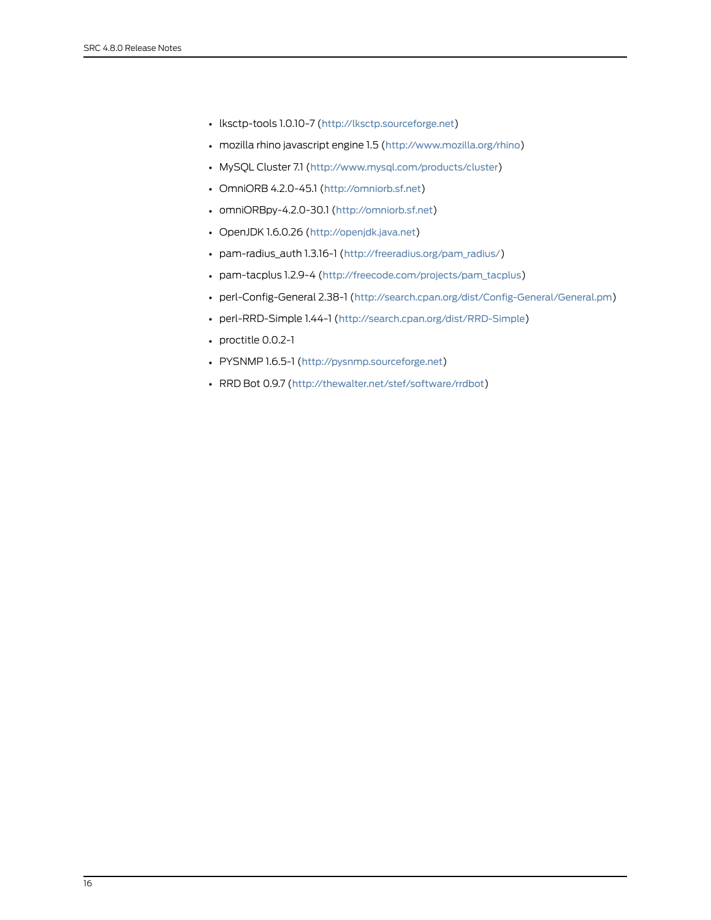- lksctp-tools 1.0.10-7 (http://lksctp.sourceforge.net)
- mozilla rhino javascript engine 1.5 (http://www.mozilla.org/rhino)
- MySQL Cluster 7.1 (http://www.mysql.com/products/cluster)
- OmniORB 4.2.0-45.1 (http://omniorb.sf.net)
- omniORBpy-4.2.0-30.1 (http://omniorb.sf.net)
- OpenJDK 1.6.0.26 (http://openjdk.java.net)
- pam-radius_auth 1.3.16-1 (http://freeradius.org/pam_radius/)
- pam-tacplus 1.2.9-4 (http://freecode.com/projects/pam_tacplus)
- perl-Config-General 2.38-1 (http://search.cpan.org/dist/Config-General/General.pm)
- perl-RRD-Simple 1.44-1 (http://search.cpan.org/dist/RRD-Simple)
- proctitle 0.0.2-1
- PYSNMP 1.6.5-1 (http://pysnmp.sourceforge.net)
- RRD Bot 0.9.7 (http://thewalter.net/stef/software/rrdbot)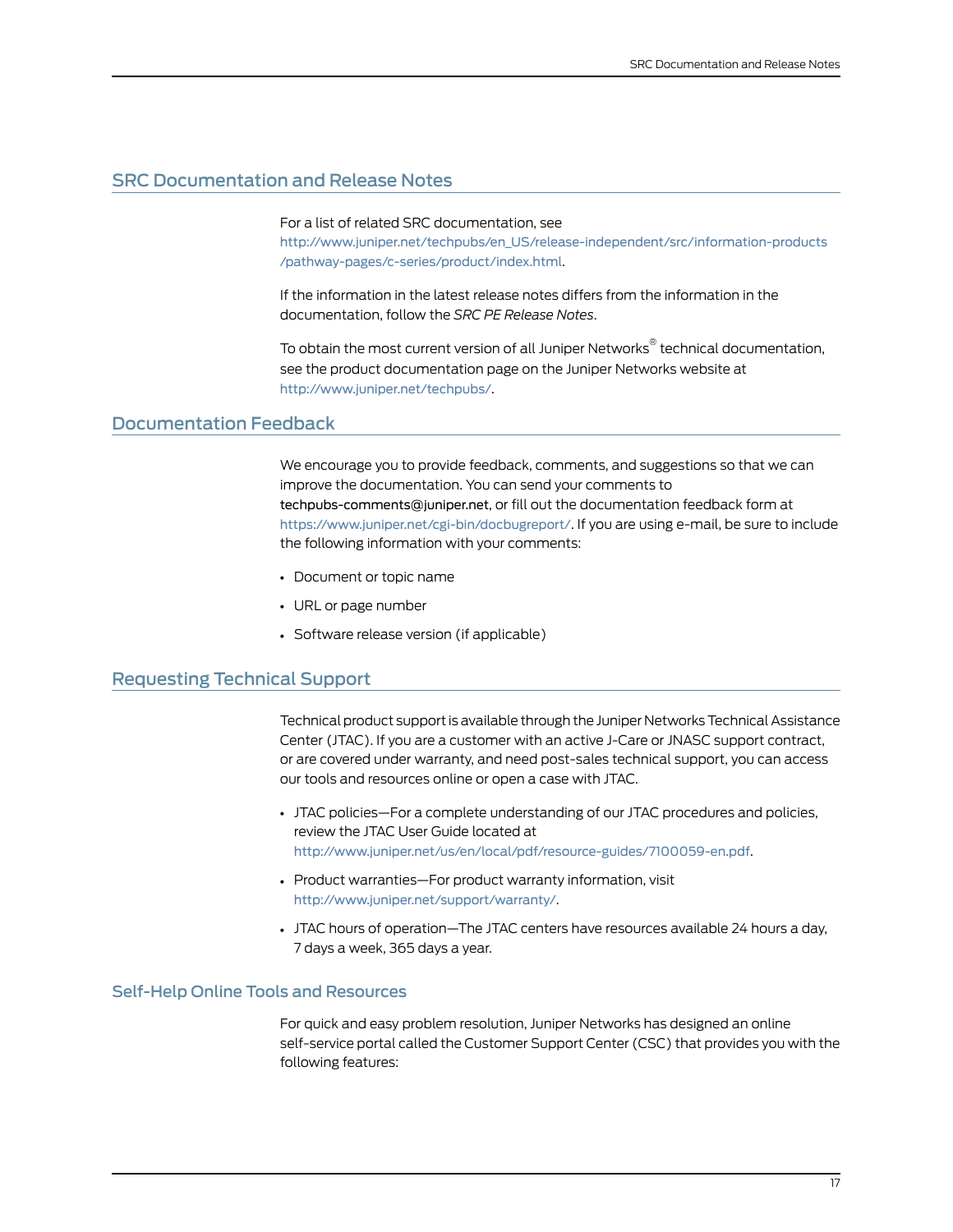## SRC Documentation and Release Notes

For a list of related SRC documentation, see http://www.juniper.net/techpubs/en_US/release-independent/src/information-products/pathway-pages/c-series/product/index.html.

If the information in the latest release notes differs from the information in the documentation, follow the *SRC PE Release Notes*.

To obtain the most current version of all Juniper Networks® technical documentation, see the product documentation page on the Juniper Networks website at http://www.juniper.net/techpubs/.

## Documentation Feedback

We encourage you to provide feedback, comments, and suggestions so that we can improve the documentation. You can send your comments to techpubs-comments@juniper.net, or fill out the documentation feedback form at https://www.juniper.net/cgi-bin/docbugreport/. If you are using e-mail, be sure to include the following information with your comments:

- Document or topic name
- URL or page number
- Software release version (if applicable)

## Requesting Technical Support

Technical product support is available through the Juniper Networks Technical Assistance Center (JTAC). If you are a customer with an active J-Care or JNASC support contract, or are covered under warranty, and need post-sales technical support, you can access our tools and resources online or open a case with JTAC.

- JTAC policies—For a complete understanding of our JTAC procedures and policies, review the JTAC User Guide located at http://www.juniper.net/us/en/local/pdf/resource-guides/7100059-en.pdf.
- Product warranties—For product warranty information, visit http://www.juniper.net/support/warranty/.
- JTAC hours of operation—The JTAC centers have resources available 24 hours a day, 7 days a week, 365 days a year.

### Self-Help Online Tools and Resources

For quick and easy problem resolution, Juniper Networks has designed an online self-service portal called the Customer Support Center (CSC) that provides you with the following features: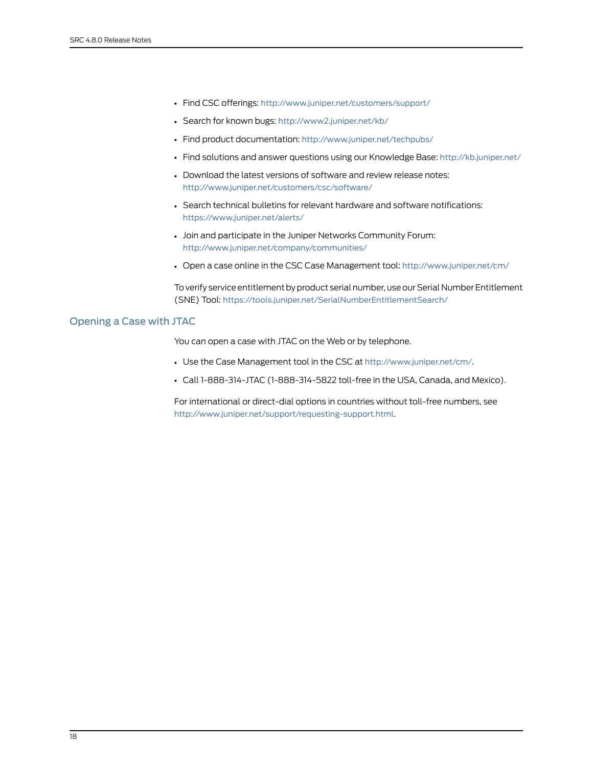- Find CSC offerings: http://www.juniper.net/customers/support/
- Search for known bugs: http://www2.juniper.net/kb/
- Find product documentation: http://www.juniper.net/techpubs/
- Find solutions and answer questions using our Knowledge Base: http://kb.juniper.net/
- Download the latest versions of software and review release notes: http://www.juniper.net/customers/csc/software/
- Search technical bulletins for relevant hardware and software notifications: https://www.juniper.net/alerts/
- Join and participate in the Juniper Networks Community Forum: http://www.juniper.net/company/communities/
- Open a case online in the CSC Case Management tool: http://www.juniper.net/cm/

To verify service entitlement by product serial number, use our Serial Number Entitlement (SNE) Tool: https://tools.juniper.net/SerialNumberEntitlementSearch/

## Opening a Case with JTAC

You can open a case with JTAC on the Web or by telephone.

- Use the Case Management tool in the CSC at http://www.juniper.net/cm/.
- Call 1-888-314-JTAC (1-888-314-5822 toll-free in the USA, Canada, and Mexico).

For international or direct-dial options in countries without toll-free numbers, see http://www.juniper.net/support/requesting-support.html.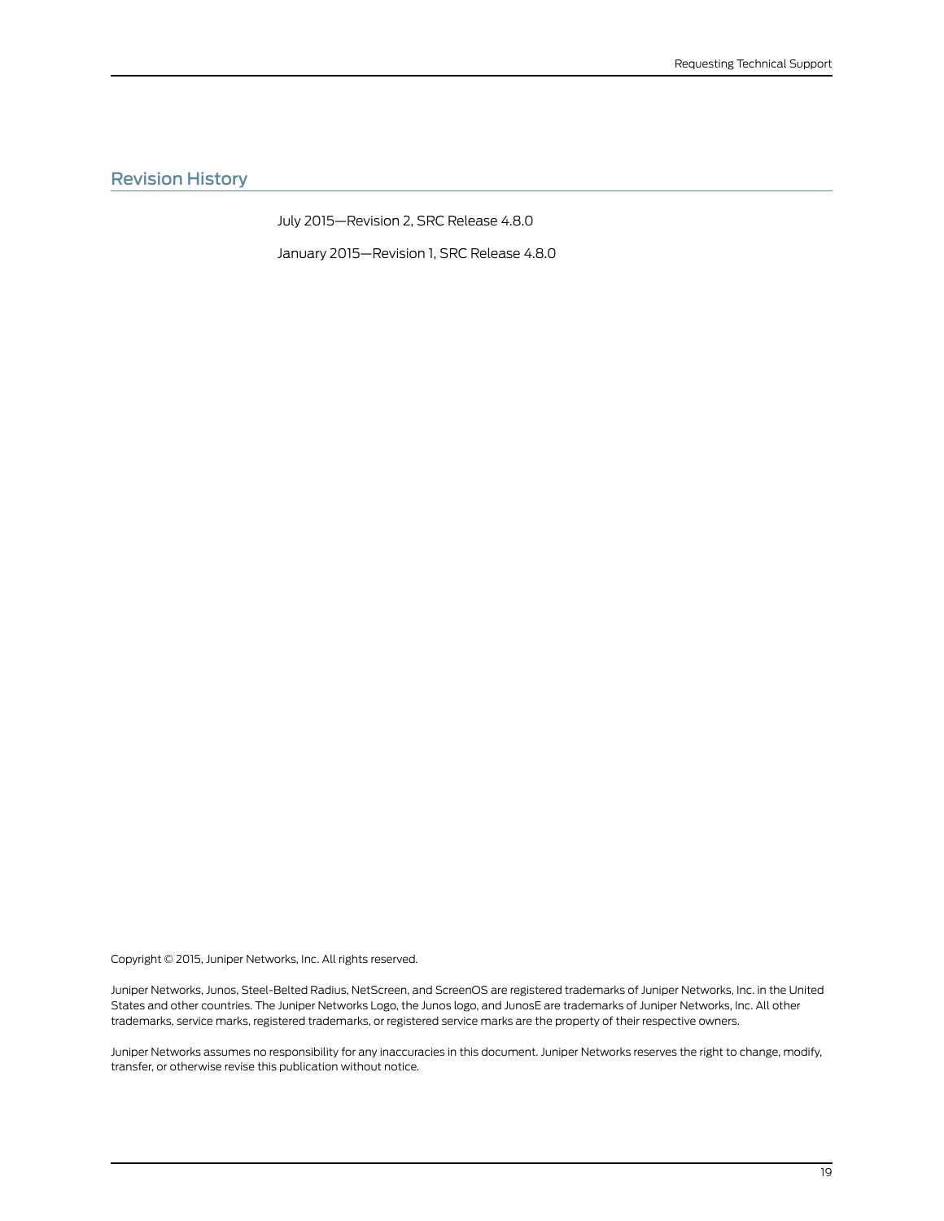## Revision History

July 2015—Revision 2, SRC Release 4.8.0

January 2015—Revision 1, SRC Release 4.8.0

Copyright © 2015, Juniper Networks, Inc. All rights reserved.

Juniper Networks, Junos, Steel-Belted Radius, NetScreen, and ScreenOS are registered trademarks of Juniper Networks, Inc. in the United States and other countries. The Juniper Networks Logo, the Junos logo, and JunosE are trademarks of Juniper Networks, Inc. All other trademarks, service marks, registered trademarks, or registered service marks are the property of their respective owners.

Juniper Networks assumes no responsibility for any inaccuracies in this document. Juniper Networks reserves the right to change, modify, transfer, or otherwise revise this publication without notice.